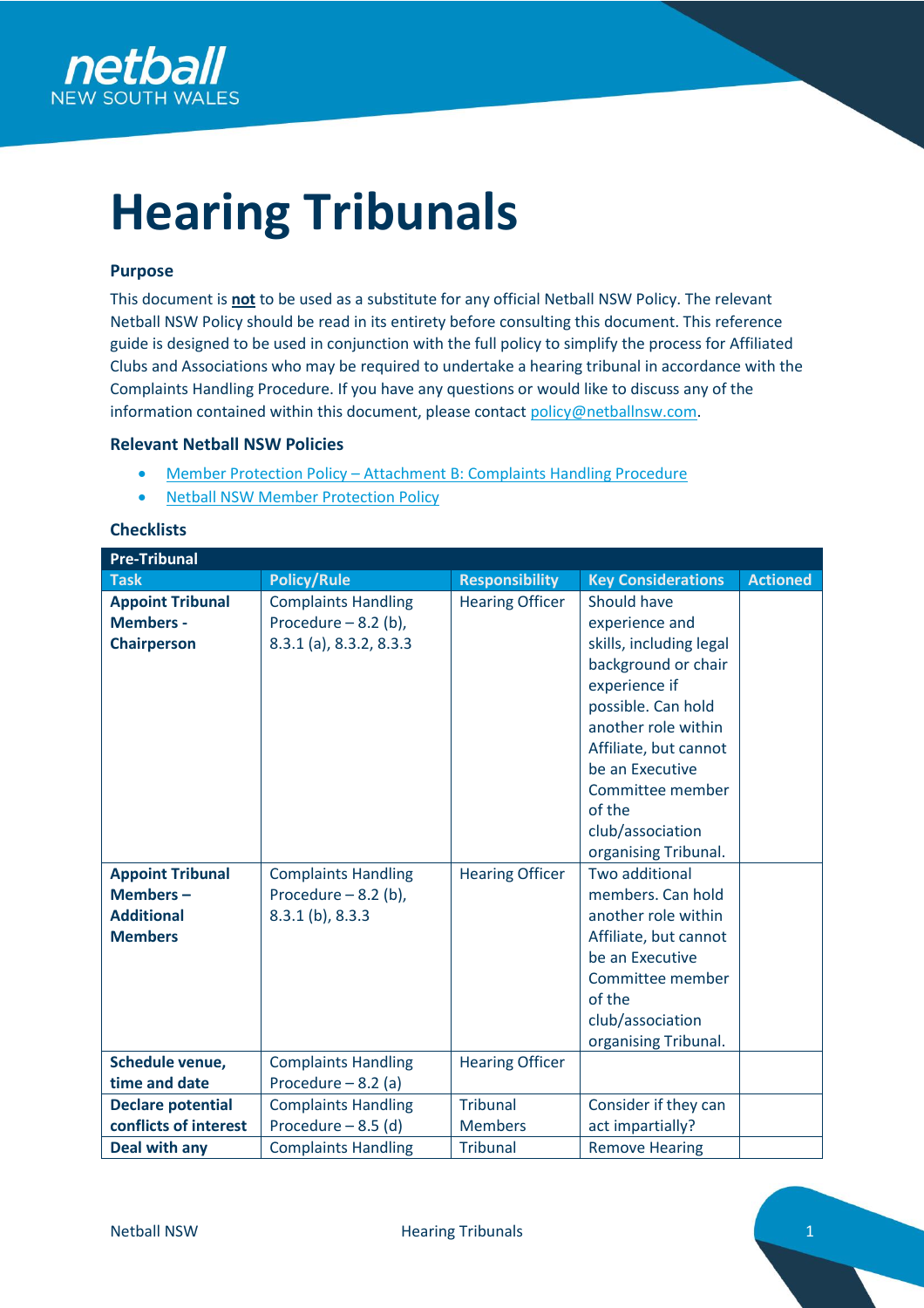netball
NEW SOUTH WALES

# Hearing Tribunals

### Purpose

This document is **not** to be used as a substitute for any official Netball NSW Policy. The relevant Netball NSW Policy should be read in its entirety before consulting this document. This reference guide is designed to be used in conjunction with the full policy to simplify the process for Affiliated Clubs and Associations who may be required to undertake a hearing tribunal in accordance with the Complaints Handling Procedure. If you have any questions or would like to discuss any of the information contained within this document, please contact policy@netballnsw.com.

### Relevant Netball NSW Policies

- Member Protection Policy – Attachment B: Complaints Handling Procedure
- Netball NSW Member Protection Policy

### Checklists

| Pre-Tribunal | | | | |
|---|---|---|---|---|
| **Task** | **Policy/Rule** | **Responsibility** | **Key Considerations** | **Actioned** |
| **Appoint Tribunal Members - Chairperson** | Complaints Handling Procedure – 8.2 (b), 8.3.1 (a), 8.3.2, 8.3.3 | Hearing Officer | Should have experience and skills, including legal background or chair experience if possible. Can hold another role within Affiliate, but cannot be an Executive Committee member of the club/association organising Tribunal. | |
| **Appoint Tribunal Members – Additional Members** | Complaints Handling Procedure – 8.2 (b), 8.3.1 (b), 8.3.3 | Hearing Officer | Two additional members. Can hold another role within Affiliate, but cannot be an Executive Committee member of the club/association organising Tribunal. | |
| **Schedule venue, time and date** | Complaints Handling Procedure – 8.2 (a) | Hearing Officer | | |
| **Declare potential conflicts of interest** | Complaints Handling Procedure – 8.5 (d) | Tribunal Members | Consider if they can act impartially? | |
| **Deal with any** | Complaints Handling | Tribunal | Remove Hearing | |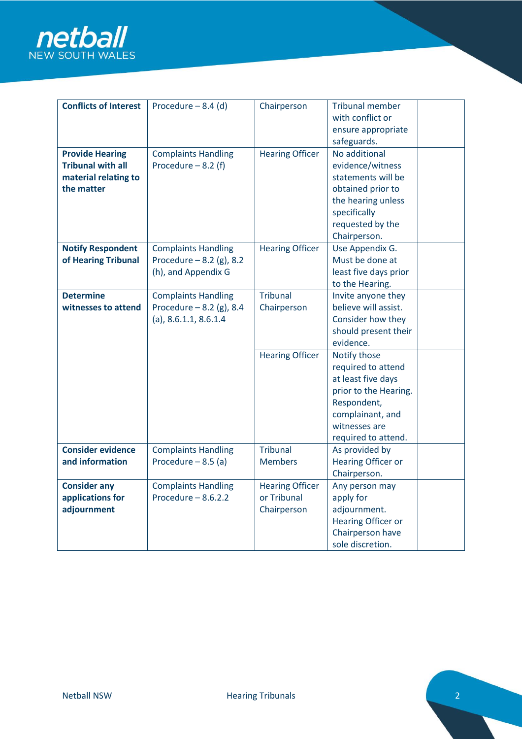| **Conflicts of Interest** | Procedure – 8.4 (d) | Chairperson | Tribunal member with conflict or ensure appropriate safeguards. | |
|---|---|---|---|---|
| **Provide Hearing Tribunal with all material relating to the matter** | Complaints Handling Procedure – 8.2 (f) | Hearing Officer | No additional evidence/witness statements will be obtained prior to the hearing unless specifically requested by the Chairperson. | |
| **Notify Respondent of Hearing Tribunal** | Complaints Handling Procedure – 8.2 (g), 8.2 (h), and Appendix G | Hearing Officer | Use Appendix G. Must be done at least five days prior to the Hearing. | |
| **Determine witnesses to attend** | Complaints Handling Procedure – 8.2 (g), 8.4 (a), 8.6.1.1, 8.6.1.4 | Tribunal Chairperson | Invite anyone they believe will assist. Consider how they should present their evidence. | |
| | | Hearing Officer | Notify those required to attend at least five days prior to the Hearing. Respondent, complainant, and witnesses are required to attend. | |
| **Consider evidence and information** | Complaints Handling Procedure – 8.5 (a) | Tribunal Members | As provided by Hearing Officer or Chairperson. | |
| **Consider any applications for adjournment** | Complaints Handling Procedure – 8.6.2.2 | Hearing Officer or Tribunal Chairperson | Any person may apply for adjournment. Hearing Officer or Chairperson have sole discretion. | |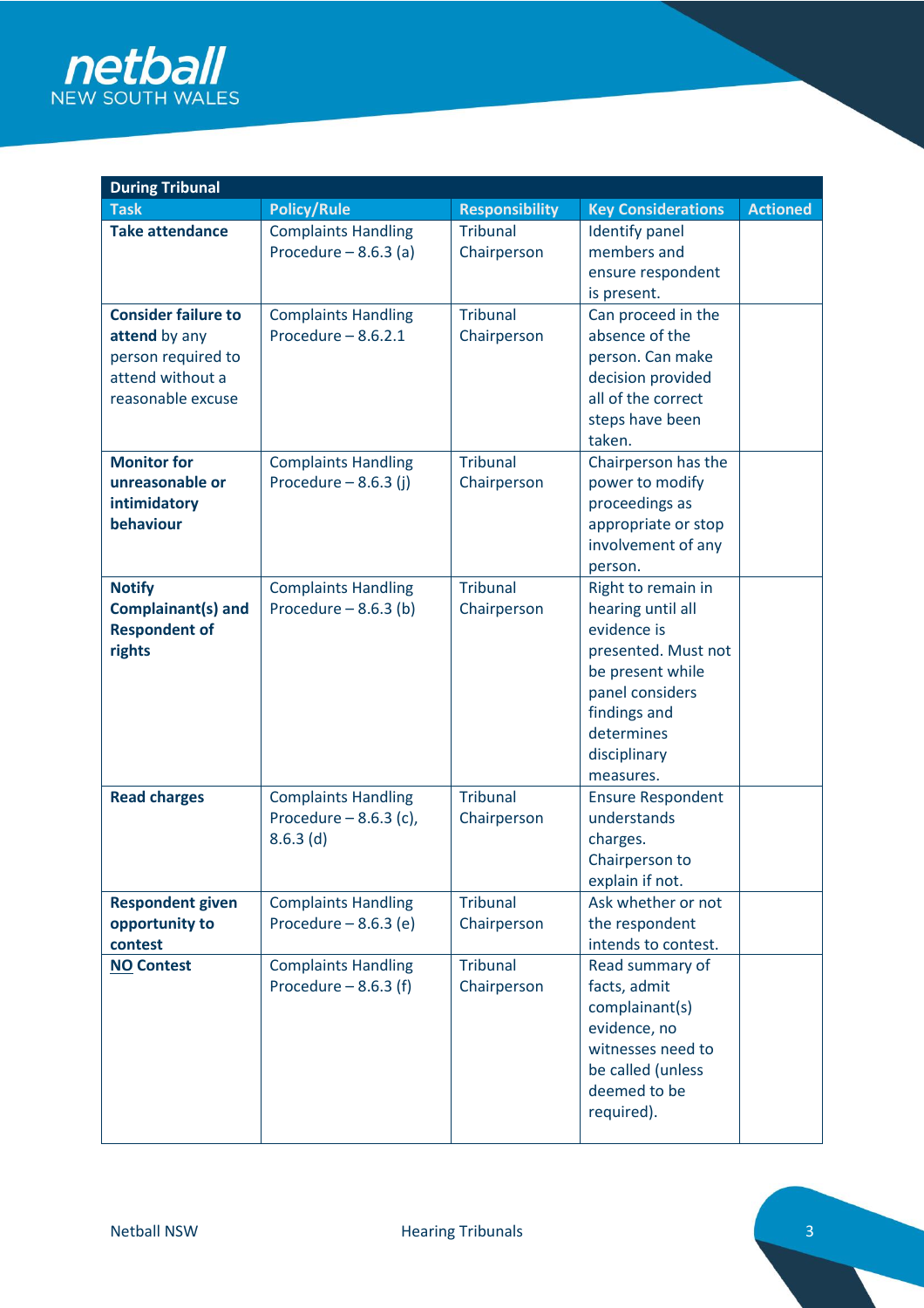| During Tribunal | | | | |
|---|---|---|---|---|
| **Task** | **Policy/Rule** | **Responsibility** | **Key Considerations** | **Actioned** |
| **Take attendance** | Complaints Handling Procedure – 8.6.3 (a) | Tribunal Chairperson | Identify panel members and ensure respondent is present. | |
| **Consider failure to attend** by any person required to attend without a reasonable excuse | Complaints Handling Procedure – 8.6.2.1 | Tribunal Chairperson | Can proceed in the absence of the person. Can make decision provided all of the correct steps have been taken. | |
| **Monitor for unreasonable or intimidatory behaviour** | Complaints Handling Procedure – 8.6.3 (j) | Tribunal Chairperson | Chairperson has the power to modify proceedings as appropriate or stop involvement of any person. | |
| **Notify Complainant(s) and Respondent of rights** | Complaints Handling Procedure – 8.6.3 (b) | Tribunal Chairperson | Right to remain in hearing until all evidence is presented. Must not be present while panel considers findings and determines disciplinary measures. | |
| **Read charges** | Complaints Handling Procedure – 8.6.3 (c), 8.6.3 (d) | Tribunal Chairperson | Ensure Respondent understands charges. Chairperson to explain if not. | |
| **Respondent given opportunity to contest** | Complaints Handling Procedure – 8.6.3 (e) | Tribunal Chairperson | Ask whether or not the respondent intends to contest. | |
| **<u>NO</u> Contest** | Complaints Handling Procedure – 8.6.3 (f) | Tribunal Chairperson | Read summary of facts, admit complainant(s) evidence, no witnesses need to be called (unless deemed to be required). | |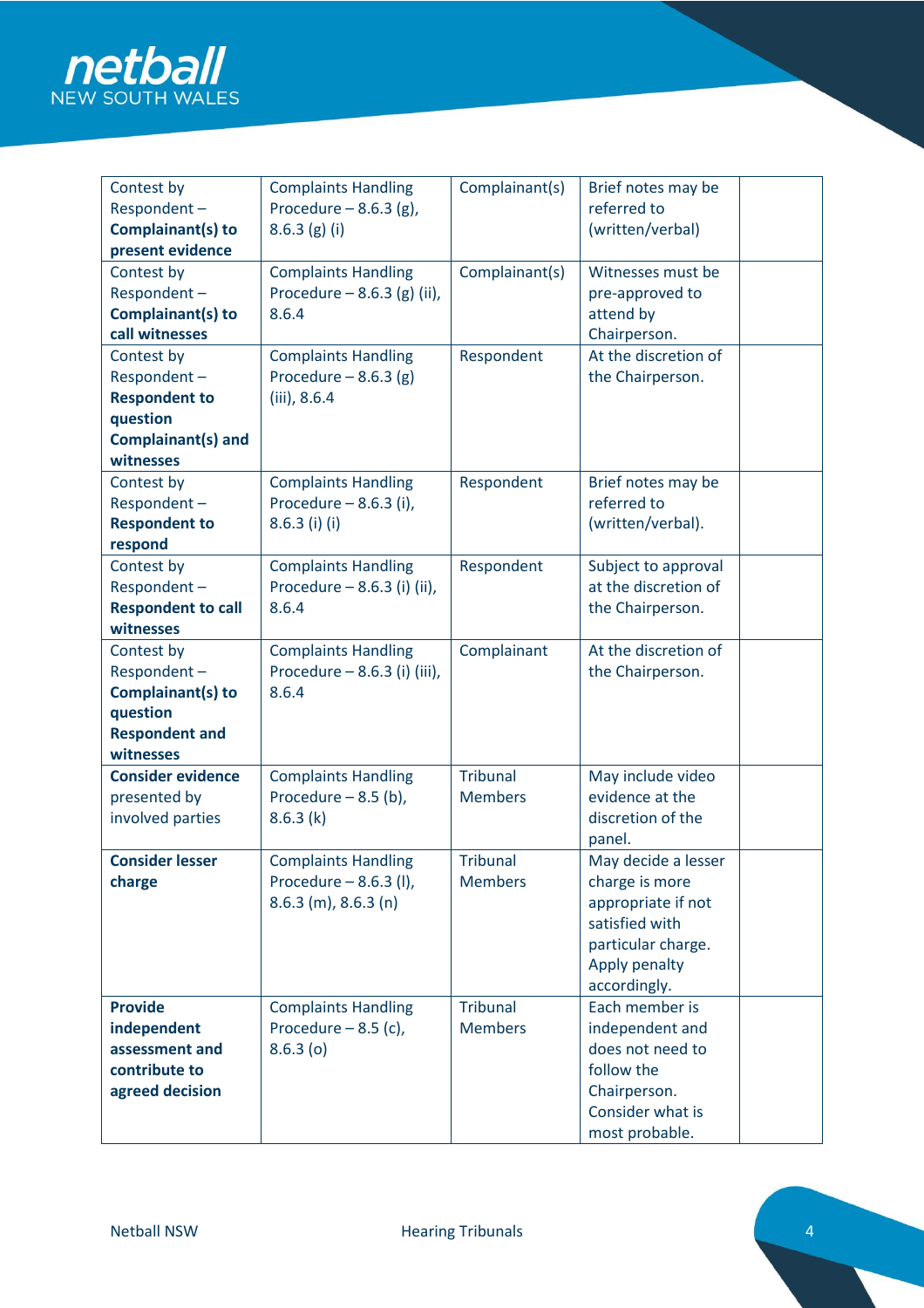| | | | | |
|---|---|---|---|---|
| Contest by Respondent – **Complainant(s) to present evidence** | Complaints Handling Procedure – 8.6.3 (g), 8.6.3 (g) (i) | Complainant(s) | Brief notes may be referred to (written/verbal) | |
| Contest by Respondent – **Complainant(s) to call witnesses** | Complaints Handling Procedure – 8.6.3 (g) (ii), 8.6.4 | Complainant(s) | Witnesses must be pre-approved to attend by Chairperson. | |
| Contest by Respondent – **Respondent to question Complainant(s) and witnesses** | Complaints Handling Procedure – 8.6.3 (g) (iii), 8.6.4 | Respondent | At the discretion of the Chairperson. | |
| Contest by Respondent – **Respondent to respond** | Complaints Handling Procedure – 8.6.3 (i), 8.6.3 (i) (i) | Respondent | Brief notes may be referred to (written/verbal). | |
| Contest by Respondent – **Respondent to call witnesses** | Complaints Handling Procedure – 8.6.3 (i) (ii), 8.6.4 | Respondent | Subject to approval at the discretion of the Chairperson. | |
| Contest by Respondent – **Complainant(s) to question Respondent and witnesses** | Complaints Handling Procedure – 8.6.3 (i) (iii), 8.6.4 | Complainant | At the discretion of the Chairperson. | |
| **Consider evidence** presented by involved parties | Complaints Handling Procedure – 8.5 (b), 8.6.3 (k) | Tribunal Members | May include video evidence at the discretion of the panel. | |
| **Consider lesser charge** | Complaints Handling Procedure – 8.6.3 (l), 8.6.3 (m), 8.6.3 (n) | Tribunal Members | May decide a lesser charge is more appropriate if not satisfied with particular charge. Apply penalty accordingly. | |
| **Provide independent assessment and contribute to agreed decision** | Complaints Handling Procedure – 8.5 (c), 8.6.3 (o) | Tribunal Members | Each member is independent and does not need to follow the Chairperson. Consider what is most probable. | |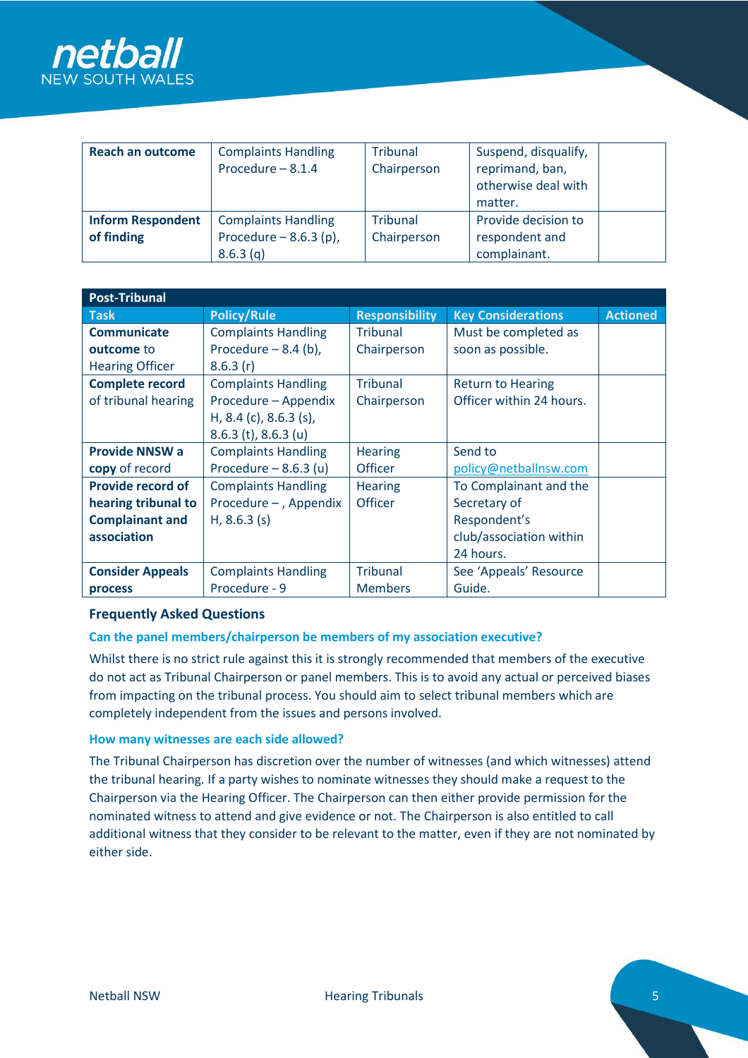| | | | | |
|---|---|---|---|---|
| **Reach an outcome** | Complaints Handling Procedure – 8.1.4 | Tribunal Chairperson | Suspend, disqualify, reprimand, ban, otherwise deal with matter. | |
| **Inform Respondent of finding** | Complaints Handling Procedure – 8.6.3 (p), 8.6.3 (q) | Tribunal Chairperson | Provide decision to respondent and complainant. | |

| **Post-Tribunal** | | | | |
|---|---|---|---|---|
| **Task** | **Policy/Rule** | **Responsibility** | **Key Considerations** | **Actioned** |
| **Communicate outcome** to Hearing Officer | Complaints Handling Procedure – 8.4 (b), 8.6.3 (r) | Tribunal Chairperson | Must be completed as soon as possible. | |
| **Complete record** of tribunal hearing | Complaints Handling Procedure – Appendix H, 8.4 (c), 8.6.3 (s), 8.6.3 (t), 8.6.3 (u) | Tribunal Chairperson | Return to Hearing Officer within 24 hours. | |
| **Provide NNSW a copy** of record | Complaints Handling Procedure – 8.6.3 (u) | Hearing Officer | Send to policy@netballnsw.com | |
| **Provide record of hearing tribunal to Complainant and association** | Complaints Handling Procedure – , Appendix H, 8.6.3 (s) | Hearing Officer | To Complainant and the Secretary of Respondent's club/association within 24 hours. | |
| **Consider Appeals process** | Complaints Handling Procedure - 9 | Tribunal Members | See 'Appeals' Resource Guide. | |

## Frequently Asked Questions

### Can the panel members/chairperson be members of my association executive?

Whilst there is no strict rule against this it is strongly recommended that members of the executive do not act as Tribunal Chairperson or panel members. This is to avoid any actual or perceived biases from impacting on the tribunal process. You should aim to select tribunal members which are completely independent from the issues and persons involved.

### How many witnesses are each side allowed?

The Tribunal Chairperson has discretion over the number of witnesses (and which witnesses) attend the tribunal hearing. If a party wishes to nominate witnesses they should make a request to the Chairperson via the Hearing Officer. The Chairperson can then either provide permission for the nominated witness to attend and give evidence or not. The Chairperson is also entitled to call additional witness that they consider to be relevant to the matter, even if they are not nominated by either side.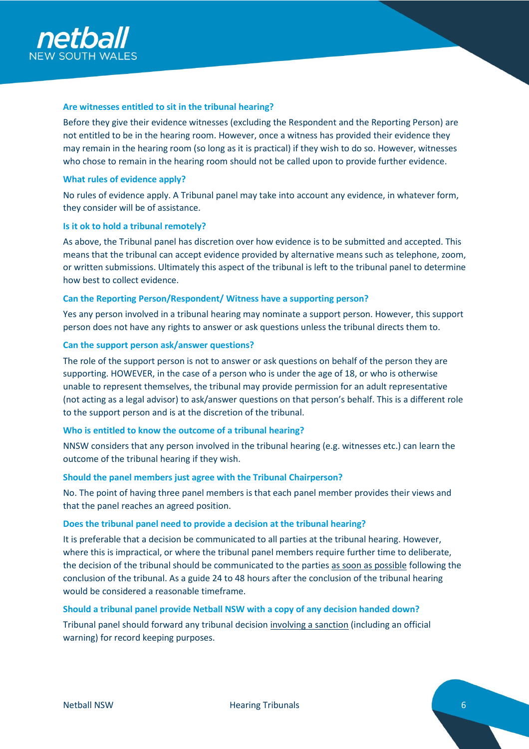### Are witnesses entitled to sit in the tribunal hearing?

Before they give their evidence witnesses (excluding the Respondent and the Reporting Person) are not entitled to be in the hearing room. However, once a witness has provided their evidence they may remain in the hearing room (so long as it is practical) if they wish to do so. However, witnesses who chose to remain in the hearing room should not be called upon to provide further evidence.

### What rules of evidence apply?

No rules of evidence apply. A Tribunal panel may take into account any evidence, in whatever form, they consider will be of assistance.

### Is it ok to hold a tribunal remotely?

As above, the Tribunal panel has discretion over how evidence is to be submitted and accepted. This means that the tribunal can accept evidence provided by alternative means such as telephone, zoom, or written submissions. Ultimately this aspect of the tribunal is left to the tribunal panel to determine how best to collect evidence.

### Can the Reporting Person/Respondent/ Witness have a supporting person?

Yes any person involved in a tribunal hearing may nominate a support person. However, this support person does not have any rights to answer or ask questions unless the tribunal directs them to.

### Can the support person ask/answer questions?

The role of the support person is not to answer or ask questions on behalf of the person they are supporting. HOWEVER, in the case of a person who is under the age of 18, or who is otherwise unable to represent themselves, the tribunal may provide permission for an adult representative (not acting as a legal advisor) to ask/answer questions on that person's behalf. This is a different role to the support person and is at the discretion of the tribunal.

### Who is entitled to know the outcome of a tribunal hearing?

NNSW considers that any person involved in the tribunal hearing (e.g. witnesses etc.) can learn the outcome of the tribunal hearing if they wish.

### Should the panel members just agree with the Tribunal Chairperson?

No. The point of having three panel members is that each panel member provides their views and that the panel reaches an agreed position.

### Does the tribunal panel need to provide a decision at the tribunal hearing?

It is preferable that a decision be communicated to all parties at the tribunal hearing. However, where this is impractical, or where the tribunal panel members require further time to deliberate, the decision of the tribunal should be communicated to the parties as soon as possible following the conclusion of the tribunal. As a guide 24 to 48 hours after the conclusion of the tribunal hearing would be considered a reasonable timeframe.

### Should a tribunal panel provide Netball NSW with a copy of any decision handed down?

Tribunal panel should forward any tribunal decision involving a sanction (including an official warning) for record keeping purposes.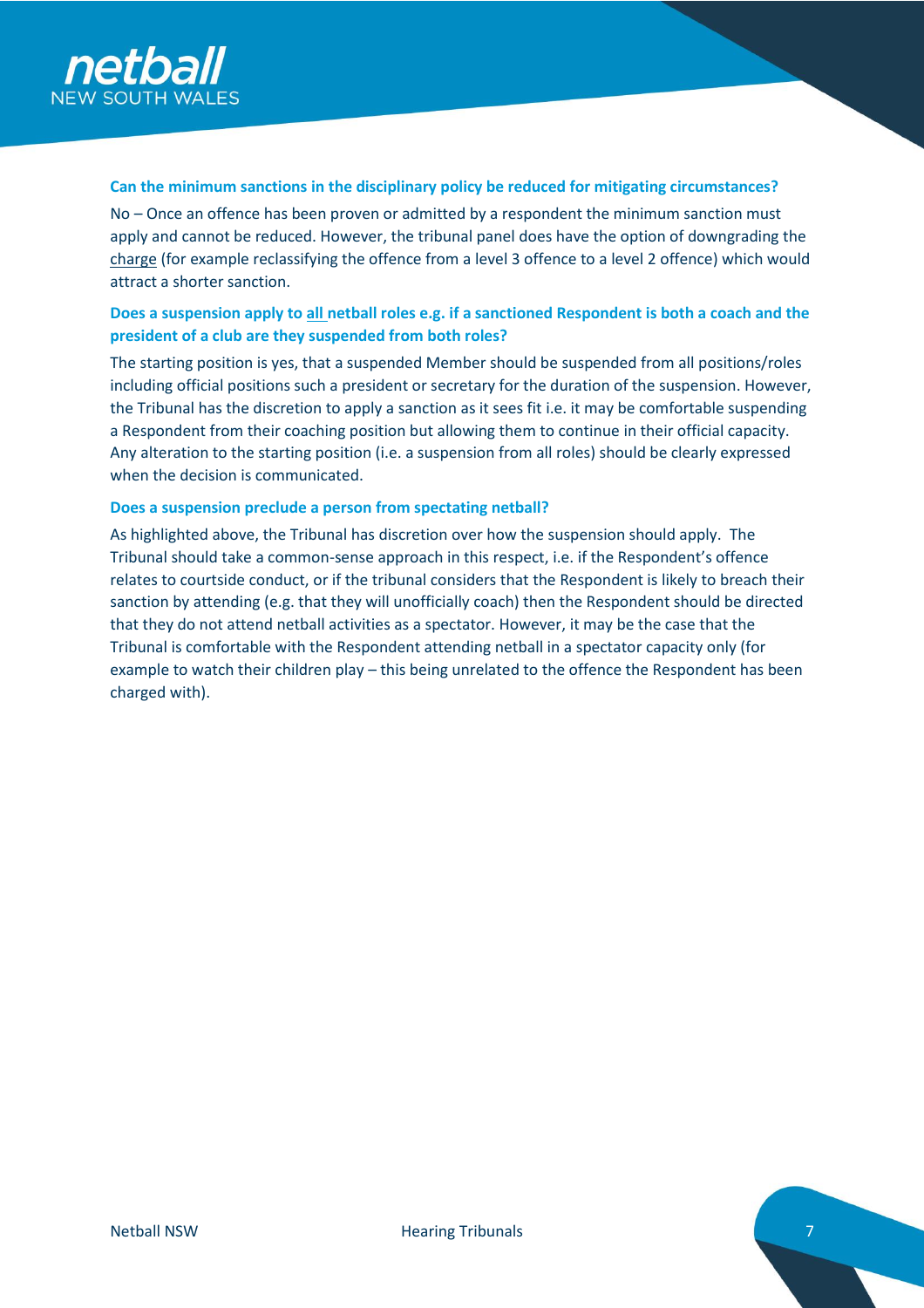### Can the minimum sanctions in the disciplinary policy be reduced for mitigating circumstances?

No – Once an offence has been proven or admitted by a respondent the minimum sanction must apply and cannot be reduced. However, the tribunal panel does have the option of downgrading the charge (for example reclassifying the offence from a level 3 offence to a level 2 offence) which would attract a shorter sanction.

### Does a suspension apply to all netball roles e.g. if a sanctioned Respondent is both a coach and the president of a club are they suspended from both roles?

The starting position is yes, that a suspended Member should be suspended from all positions/roles including official positions such a president or secretary for the duration of the suspension. However, the Tribunal has the discretion to apply a sanction as it sees fit i.e. it may be comfortable suspending a Respondent from their coaching position but allowing them to continue in their official capacity. Any alteration to the starting position (i.e. a suspension from all roles) should be clearly expressed when the decision is communicated.

### Does a suspension preclude a person from spectating netball?

As highlighted above, the Tribunal has discretion over how the suspension should apply. The Tribunal should take a common-sense approach in this respect, i.e. if the Respondent's offence relates to courtside conduct, or if the tribunal considers that the Respondent is likely to breach their sanction by attending (e.g. that they will unofficially coach) then the Respondent should be directed that they do not attend netball activities as a spectator. However, it may be the case that the Tribunal is comfortable with the Respondent attending netball in a spectator capacity only (for example to watch their children play – this being unrelated to the offence the Respondent has been charged with).